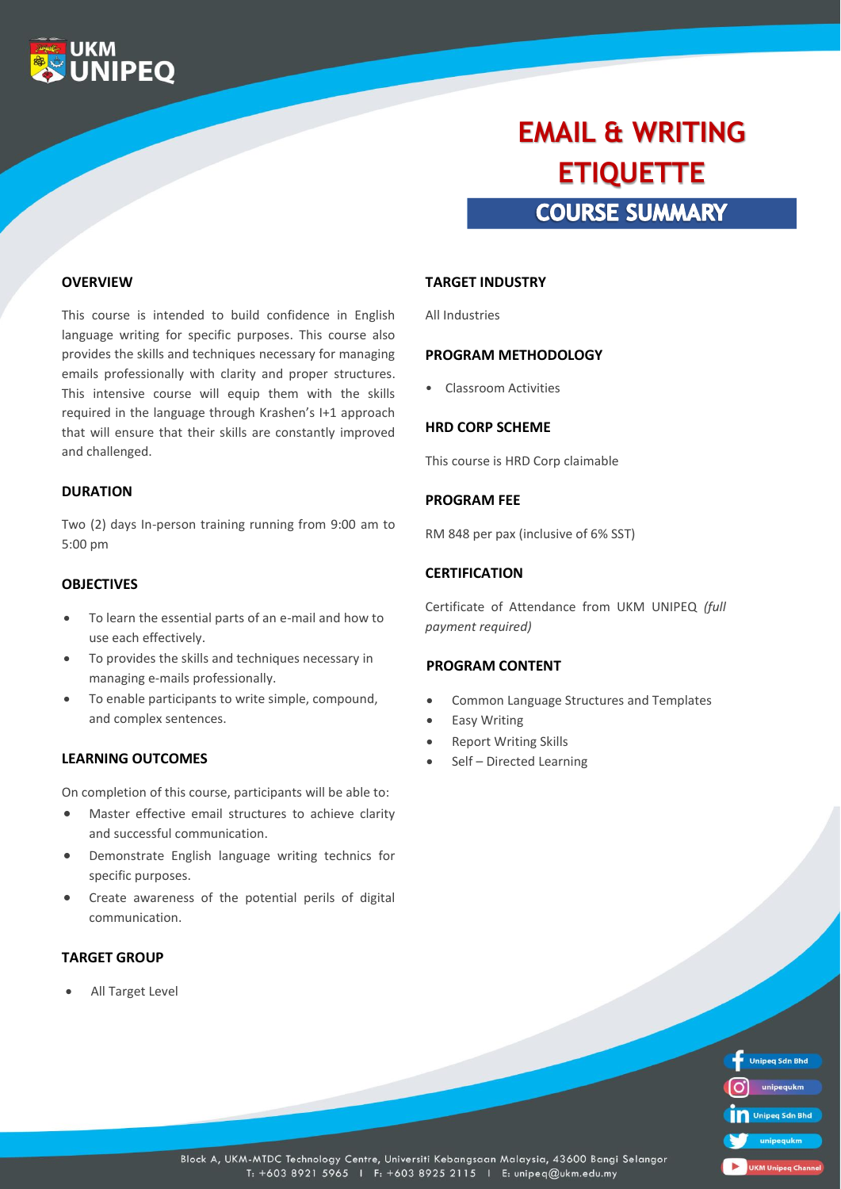# EMAIL & WRITING ETIQUETTE

## COURSE SUMMARY

### OVERVIEW

This course is intended to build confidence in English language writing for specific purposes. This course also provides the skills and techniques necessary for managing emails professionally with clarity and proper structures. This intensive course will equip them with the skills required in the language through Krashen's I+1 approach that will ensure that their skills are constantly improved and challenged.

### DURATION

Two (2) days In-person training running from 9:00 am to 5:00 pm

### OBJECTIVES

- To learn the essential parts of an e-mail and how to use each effectively.
- To provides the skills and techniques necessary in managing e-mails professionally.
- To enable participants to write simple, compound, and complex sentences.

### LEARNING OUTCOMES

On completion of this course, participants will be able to:

- Master effective email structures to achieve clarity and successful communication.
- Demonstrate English language writing technics for specific purposes.
- Create awareness of the potential perils of digital communication.

### TARGET GROUP

- All Target Level

### TARGET INDUSTRY

All Industries

### PROGRAM METHODOLOGY

- Classroom Activities

### HRD CORP SCHEME

This course is HRD Corp claimable

### PROGRAM FEE

RM 848 per pax (inclusive of 6% SST)

### CERTIFICATION

Certificate of Attendance from UKM UNIPEQ *(full payment required)*

### PROGRAM CONTENT

- Common Language Structures and Templates
- Easy Writing
- Report Writing Skills
- Self – Directed Learning

Block A, UKM-MTDC Technology Centre, Universiti Kebangsaan Malaysia, 43600 Bangi Selangor
T: +603 8921 5965 | F: +603 8925 2115 | E: unipeq@ukm.edu.my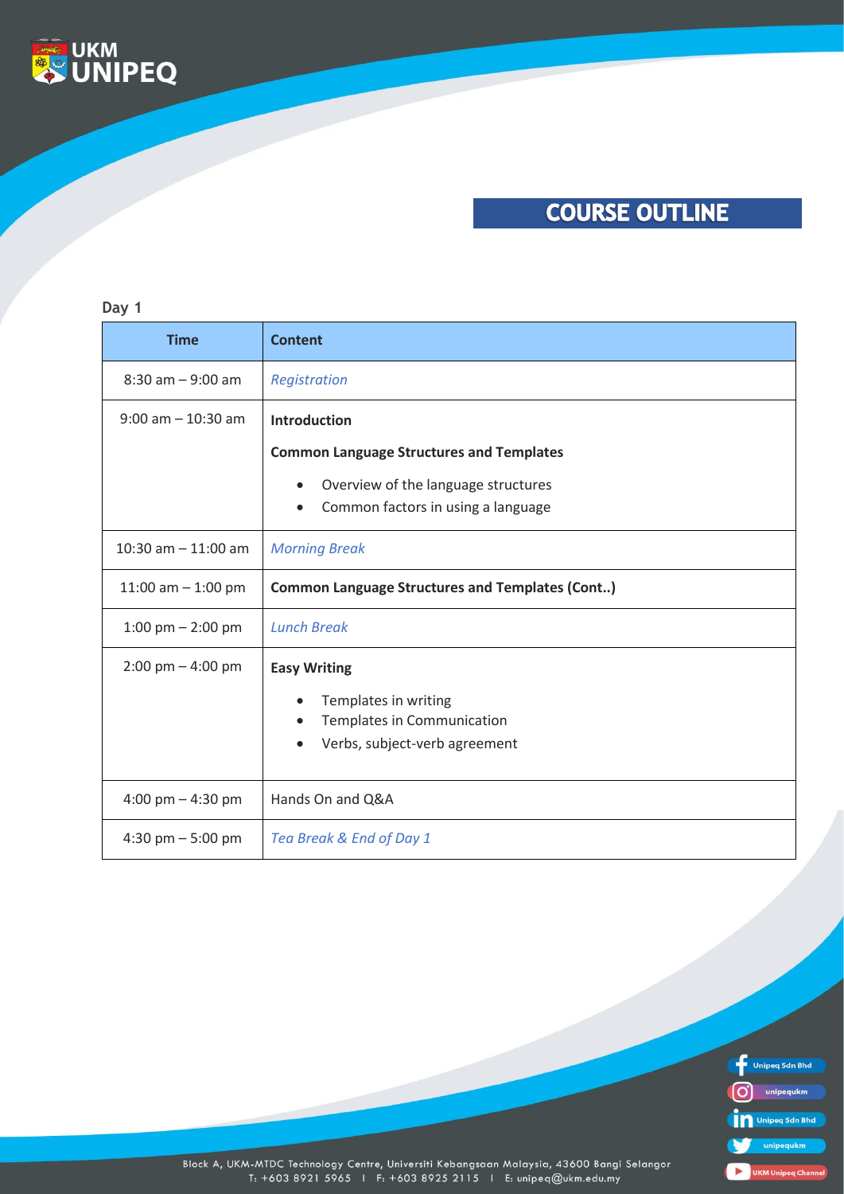# COURSE OUTLINE

**Day 1**

| Time | Content |
|---|---|
| 8:30 am – 9:00 am | *Registration* |
| 9:00 am – 10:30 am | **Introduction**<br>**Common Language Structures and Templates**<br>• Overview of the language structures<br>• Common factors in using a language |
| 10:30 am – 11:00 am | *Morning Break* |
| 11:00 am – 1:00 pm | **Common Language Structures and Templates (Cont..)** |
| 1:00 pm – 2:00 pm | *Lunch Break* |
| 2:00 pm – 4:00 pm | **Easy Writing**<br>• Templates in writing<br>• Templates in Communication<br>• Verbs, subject-verb agreement |
| 4:00 pm – 4:30 pm | Hands On and Q&A |
| 4:30 pm – 5:00 pm | *Tea Break & End of Day 1* |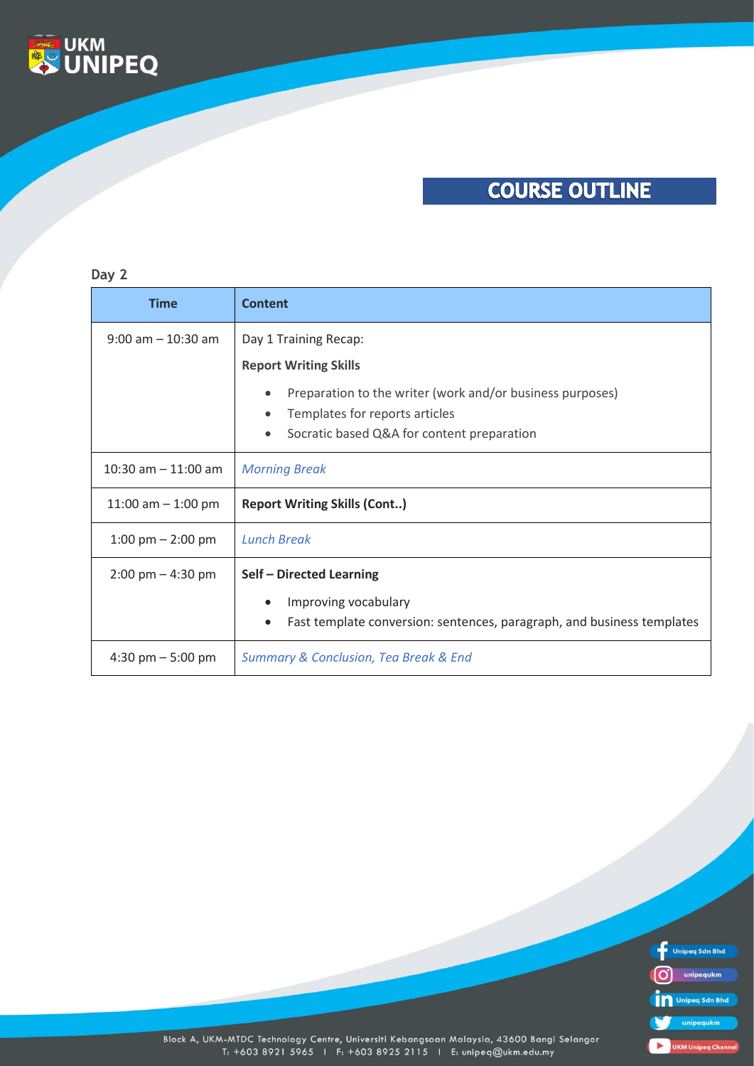# COURSE OUTLINE

**Day 2**

| Time | Content |
|---|---|
| 9:00 am – 10:30 am | Day 1 Training Recap:<br>**Report Writing Skills**<br>• Preparation to the writer (work and/or business purposes)<br>• Templates for reports articles<br>• Socratic based Q&A for content preparation |
| 10:30 am – 11:00 am | *Morning Break* |
| 11:00 am – 1:00 pm | **Report Writing Skills (Cont..)** |
| 1:00 pm – 2:00 pm | *Lunch Break* |
| 2:00 pm – 4:30 pm | **Self – Directed Learning**<br>• Improving vocabulary<br>• Fast template conversion: sentences, paragraph, and business templates |
| 4:30 pm – 5:00 pm | *Summary & Conclusion, Tea Break & End* |